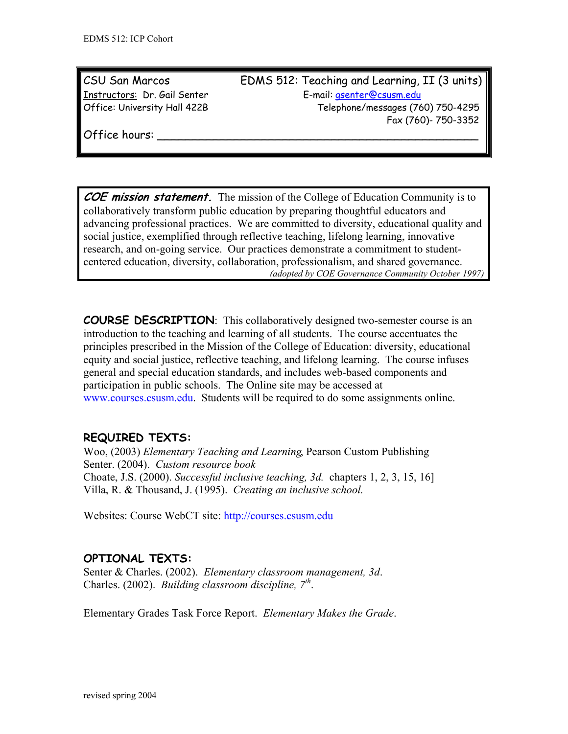CSU San Marcos | EDMS 512: Teaching and Learning, II (3 units)

Instructors: Dr. Gail Senter | E-mail: gsenter@csusm.edu

Office: University Hall 422B | Telephone/messages (760) 750-4295

Fax (760)- 750-3352

Office hours: ________________________________________________

***COE mission statement.*** The mission of the College of Education Community is to collaboratively transform public education by preparing thoughtful educators and advancing professional practices. We are committed to diversity, educational quality and social justice, exemplified through reflective teaching, lifelong learning, innovative research, and on-going service. Our practices demonstrate a commitment to student-centered education, diversity, collaboration, professionalism, and shared governance.

*(adopted by COE Governance Community October 1997)*

**COURSE DESCRIPTION**: This collaboratively designed two-semester course is an introduction to the teaching and learning of all students. The course accentuates the principles prescribed in the Mission of the College of Education: diversity, educational equity and social justice, reflective teaching, and lifelong learning. The course infuses general and special education standards, and includes web-based components and participation in public schools. The Online site may be accessed at www.courses.csusm.edu. Students will be required to do some assignments online.

## REQUIRED TEXTS:

Woo, (2003) *Elementary Teaching and Learning*, Pearson Custom Publishing
Senter. (2004). *Custom resource book*
Choate, J.S. (2000). *Successful inclusive teaching, 3d.* chapters 1, 2, 3, 15, 16]
Villa, R. & Thousand, J. (1995). *Creating an inclusive school.*

Websites: Course WebCT site: http://courses.csusm.edu

## OPTIONAL TEXTS:

Senter & Charles. (2002). *Elementary classroom management, 3d*.
Charles. (2002). *Building classroom discipline, 7th*.

Elementary Grades Task Force Report. *Elementary Makes the Grade*.

revised spring 2004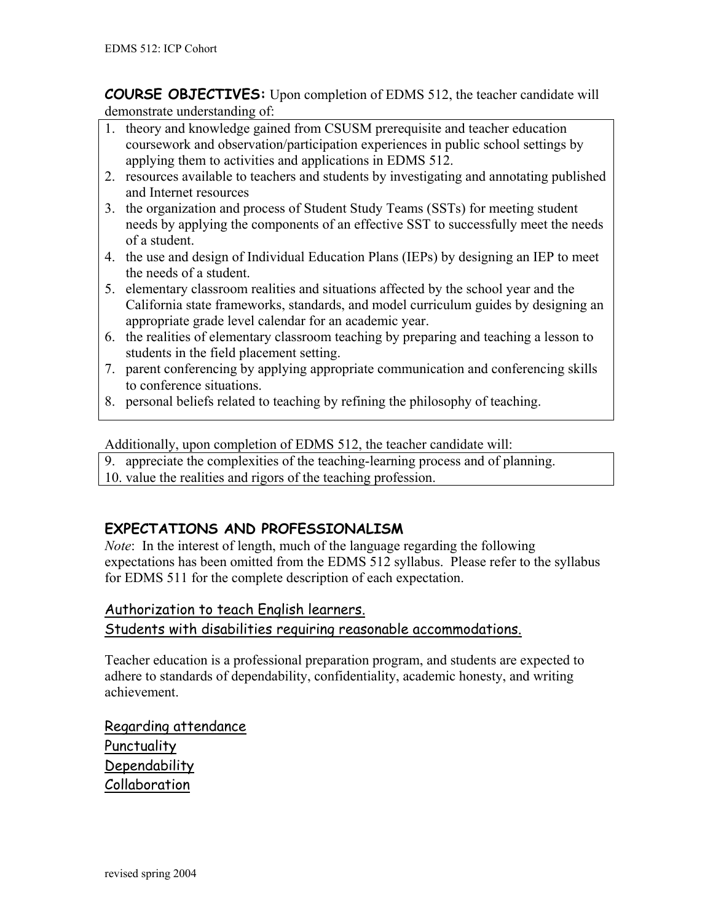**COURSE OBJECTIVES:** Upon completion of EDMS 512, the teacher candidate will demonstrate understanding of:

1. theory and knowledge gained from CSUSM prerequisite and teacher education coursework and observation/participation experiences in public school settings by applying them to activities and applications in EDMS 512.
2. resources available to teachers and students by investigating and annotating published and Internet resources
3. the organization and process of Student Study Teams (SSTs) for meeting student needs by applying the components of an effective SST to successfully meet the needs of a student.
4. the use and design of Individual Education Plans (IEPs) by designing an IEP to meet the needs of a student.
5. elementary classroom realities and situations affected by the school year and the California state frameworks, standards, and model curriculum guides by designing an appropriate grade level calendar for an academic year.
6. the realities of elementary classroom teaching by preparing and teaching a lesson to students in the field placement setting.
7. parent conferencing by applying appropriate communication and conferencing skills to conference situations.
8. personal beliefs related to teaching by refining the philosophy of teaching.

Additionally, upon completion of EDMS 512, the teacher candidate will:

9. appreciate the complexities of the teaching-learning process and of planning.
10. value the realities and rigors of the teaching profession.

## EXPECTATIONS AND PROFESSIONALISM

*Note*: In the interest of length, much of the language regarding the following expectations has been omitted from the EDMS 512 syllabus. Please refer to the syllabus for EDMS 511 for the complete description of each expectation.

<u>Authorization to teach English learners.</u>

<u>Students with disabilities requiring reasonable accommodations.</u>

Teacher education is a professional preparation program, and students are expected to adhere to standards of dependability, confidentiality, academic honesty, and writing achievement.

<u>Regarding attendance</u>

<u>Punctuality</u>

<u>Dependability</u>

<u>Collaboration</u>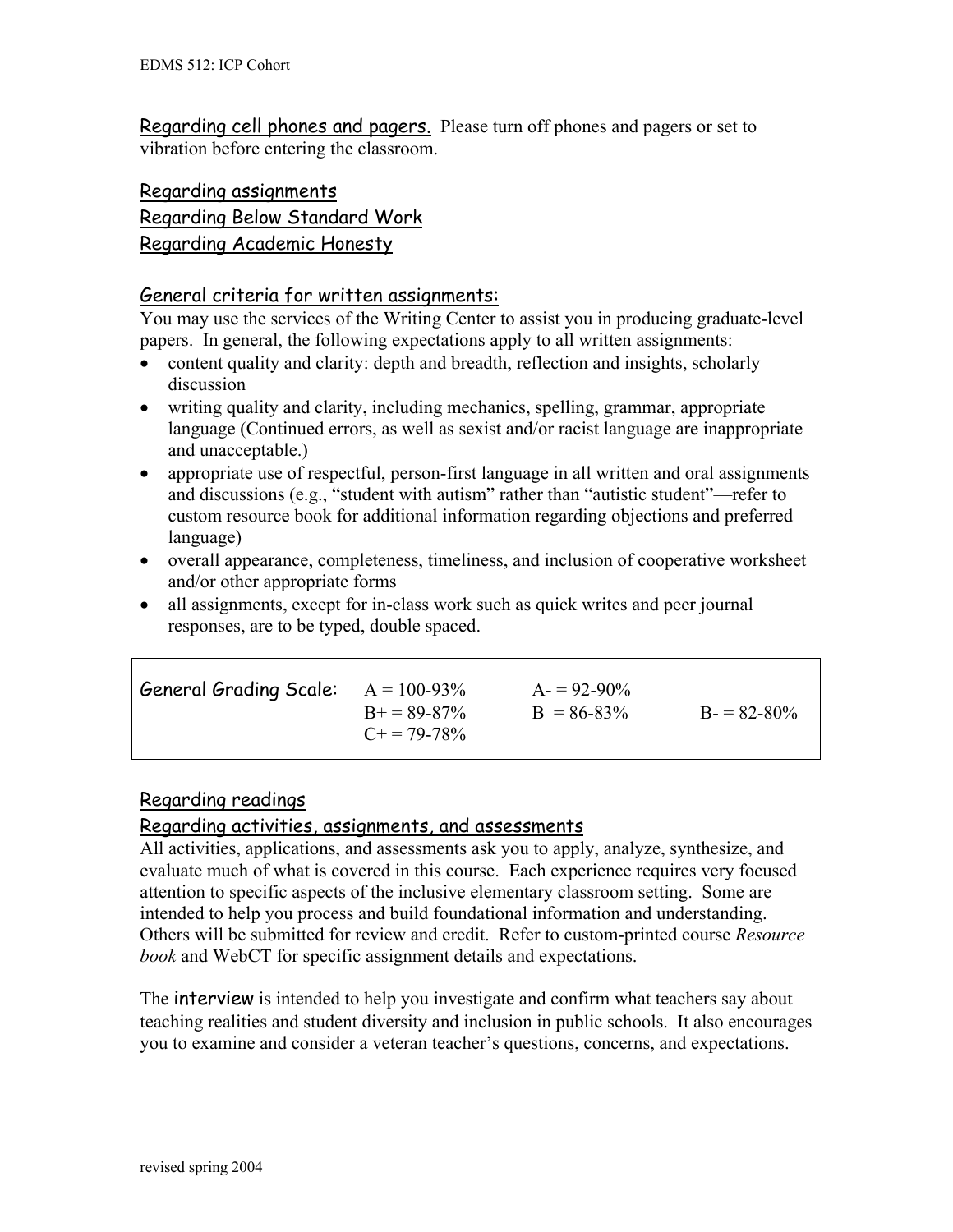Regarding cell phones and pagers. Please turn off phones and pagers or set to vibration before entering the classroom.

Regarding assignments

Regarding Below Standard Work

Regarding Academic Honesty

## General criteria for written assignments:

You may use the services of the Writing Center to assist you in producing graduate-level papers. In general, the following expectations apply to all written assignments:

- content quality and clarity: depth and breadth, reflection and insights, scholarly discussion
- writing quality and clarity, including mechanics, spelling, grammar, appropriate language (Continued errors, as well as sexist and/or racist language are inappropriate and unacceptable.)
- appropriate use of respectful, person-first language in all written and oral assignments and discussions (e.g., "student with autism" rather than "autistic student"—refer to custom resource book for additional information regarding objections and preferred language)
- overall appearance, completeness, timeliness, and inclusion of cooperative worksheet and/or other appropriate forms
- all assignments, except for in-class work such as quick writes and peer journal responses, are to be typed, double spaced.

| General Grading Scale: | A = 100-93% | A- = 92-90% | |
|---|---|---|---|
| | B+ = 89-87% | B = 86-83% | B- = 82-80% |
| | C+ = 79-78% | | |

## Regarding readings

## Regarding activities, assignments, and assessments

All activities, applications, and assessments ask you to apply, analyze, synthesize, and evaluate much of what is covered in this course. Each experience requires very focused attention to specific aspects of the inclusive elementary classroom setting. Some are intended to help you process and build foundational information and understanding. Others will be submitted for review and credit. Refer to custom-printed course *Resource book* and WebCT for specific assignment details and expectations.

The interview is intended to help you investigate and confirm what teachers say about teaching realities and student diversity and inclusion in public schools. It also encourages you to examine and consider a veteran teacher's questions, concerns, and expectations.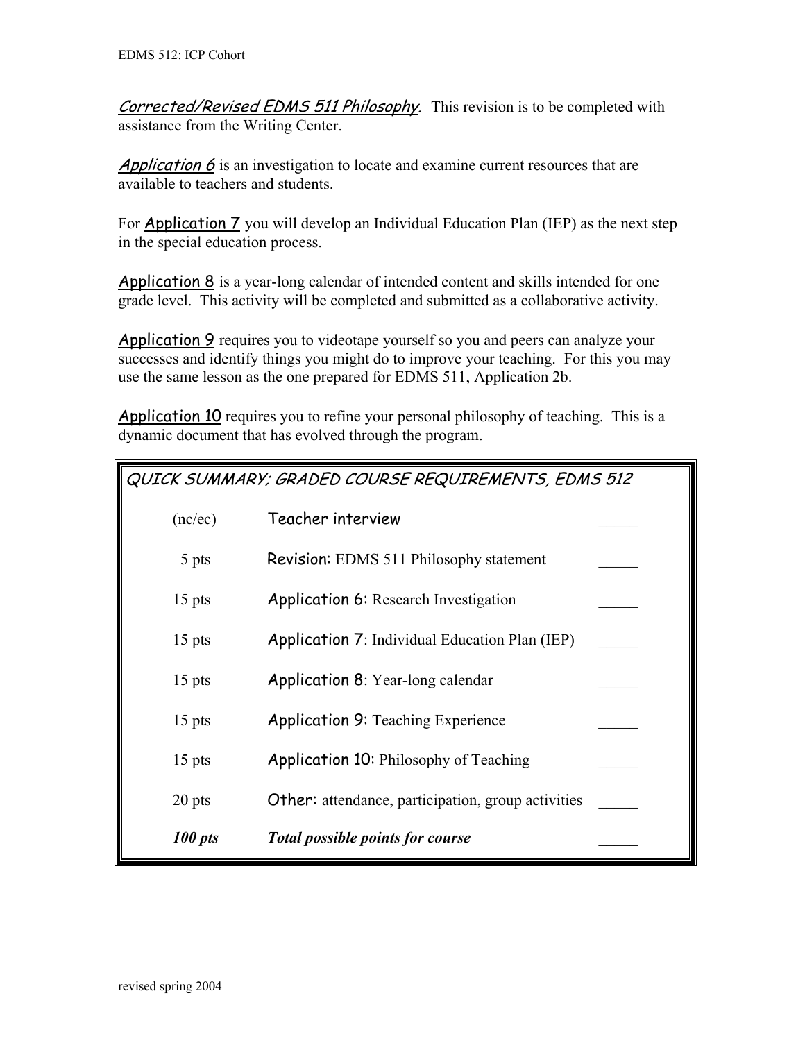*Corrected/Revised EDMS 511 Philosophy*. This revision is to be completed with assistance from the Writing Center.

*Application 6* is an investigation to locate and examine current resources that are available to teachers and students.

For Application 7 you will develop an Individual Education Plan (IEP) as the next step in the special education process.

Application 8 is a year-long calendar of intended content and skills intended for one grade level. This activity will be completed and submitted as a collaborative activity.

Application 9 requires you to videotape yourself so you and peers can analyze your successes and identify things you might do to improve your teaching. For this you may use the same lesson as the one prepared for EDMS 511, Application 2b.

Application 10 requires you to refine your personal philosophy of teaching. This is a dynamic document that has evolved through the program.

*QUICK SUMMARY; GRADED COURSE REQUIREMENTS, EDMS 512*

| Points | Requirement | Score |
|---|---|---|
| (nc/ec) | Teacher interview | _____ |
| 5 pts | Revision: EDMS 511 Philosophy statement | _____ |
| 15 pts | Application 6: Research Investigation | _____ |
| 15 pts | Application 7: Individual Education Plan (IEP) | _____ |
| 15 pts | Application 8: Year-long calendar | _____ |
| 15 pts | Application 9: Teaching Experience | _____ |
| 15 pts | Application 10: Philosophy of Teaching | _____ |
| 20 pts | Other: attendance, participation, group activities | _____ |
| ***100 pts*** | ***Total possible points for course*** | _____ |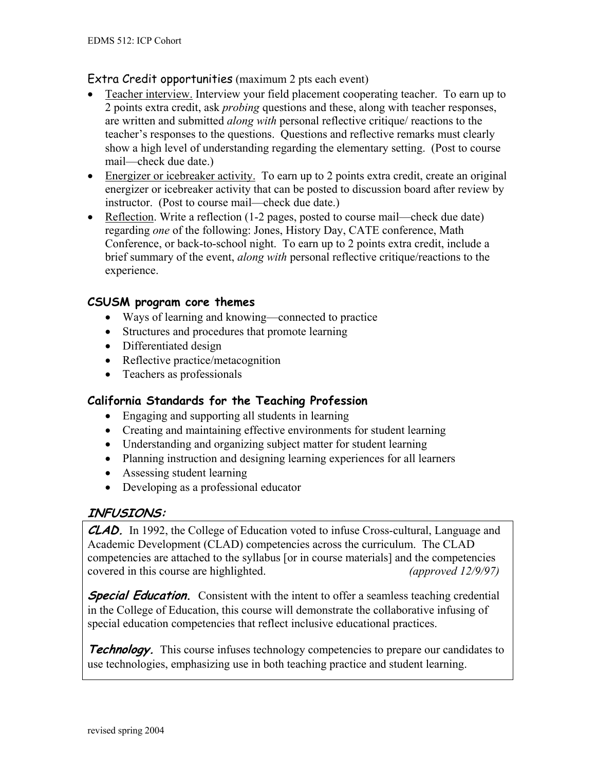### Extra Credit opportunities (maximum 2 pts each event)

- Teacher interview. Interview your field placement cooperating teacher. To earn up to 2 points extra credit, ask *probing* questions and these, along with teacher responses, are written and submitted *along with* personal reflective critique/ reactions to the teacher's responses to the questions. Questions and reflective remarks must clearly show a high level of understanding regarding the elementary setting. (Post to course mail—check due date.)
- Energizer or icebreaker activity. To earn up to 2 points extra credit, create an original energizer or icebreaker activity that can be posted to discussion board after review by instructor. (Post to course mail—check due date.)
- Reflection. Write a reflection (1-2 pages, posted to course mail—check due date) regarding *one* of the following: Jones, History Day, CATE conference, Math Conference, or back-to-school night. To earn up to 2 points extra credit, include a brief summary of the event, *along with* personal reflective critique/reactions to the experience.

### CSUSM program core themes

- Ways of learning and knowing—connected to practice
- Structures and procedures that promote learning
- Differentiated design
- Reflective practice/metacognition
- Teachers as professionals

### California Standards for the Teaching Profession

- Engaging and supporting all students in learning
- Creating and maintaining effective environments for student learning
- Understanding and organizing subject matter for student learning
- Planning instruction and designing learning experiences for all learners
- Assessing student learning
- Developing as a professional educator

### *INFUSIONS:*

***CLAD.*** In 1992, the College of Education voted to infuse Cross-cultural, Language and Academic Development (CLAD) competencies across the curriculum. The CLAD competencies are attached to the syllabus [or in course materials] and the competencies covered in this course are highlighted. *(approved 12/9/97)*

***Special Education.*** Consistent with the intent to offer a seamless teaching credential in the College of Education, this course will demonstrate the collaborative infusing of special education competencies that reflect inclusive educational practices.

***Technology.*** This course infuses technology competencies to prepare our candidates to use technologies, emphasizing use in both teaching practice and student learning.